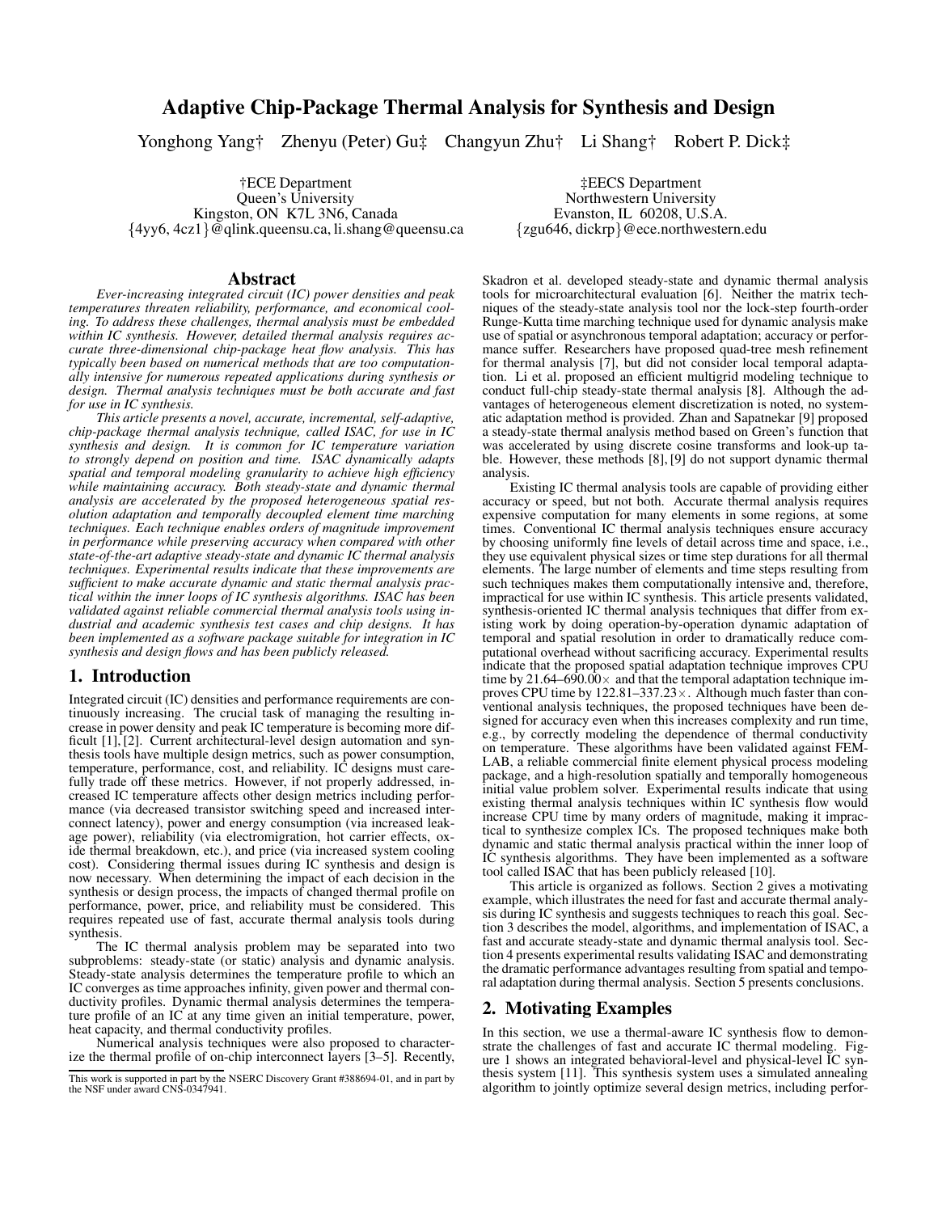# Adaptive Chip-Package Thermal Analysis for Synthesis and Design

Yonghong Yang† Zhenyu (Peter) Gu‡ Changyun Zhu† Li Shang† Robert P. Dick‡

†ECE Department
Queen's University
Kingston, ON K7L 3N6, Canada
{4yy6, 4cz1}@qlink.queensu.ca, li.shang@queensu.ca

‡EECS Department
Northwestern University
Evanston, IL 60208, U.S.A.
{zgu646, dickrp}@ece.northwestern.edu

## Abstract

*Ever-increasing integrated circuit (IC) power densities and peak temperatures threaten reliability, performance, and economical cooling. To address these challenges, thermal analysis must be embedded within IC synthesis. However, detailed thermal analysis requires accurate three-dimensional chip-package heat flow analysis. This has typically been based on numerical methods that are too computationally intensive for numerous repeated applications during synthesis or design. Thermal analysis techniques must be both accurate and fast for use in IC synthesis.*

*This article presents a novel, accurate, incremental, self-adaptive, chip-package thermal analysis technique, called ISAC, for use in IC synthesis and design. It is common for IC temperature variation to strongly depend on position and time. ISAC dynamically adapts spatial and temporal modeling granularity to achieve high efficiency while maintaining accuracy. Both steady-state and dynamic thermal analysis are accelerated by the proposed heterogeneous spatial resolution adaptation and temporally decoupled element time marching techniques. Each technique enables orders of magnitude improvement in performance while preserving accuracy when compared with other state-of-the-art adaptive steady-state and dynamic IC thermal analysis techniques. Experimental results indicate that these improvements are sufficient to make accurate dynamic and static thermal analysis practical within the inner loops of IC synthesis algorithms. ISAC has been validated against reliable commercial thermal analysis tools using industrial and academic synthesis test cases and chip designs. It has been implemented as a software package suitable for integration in IC synthesis and design flows and has been publicly released.*

## 1. Introduction

Integrated circuit (IC) densities and performance requirements are continuously increasing. The crucial task of managing the resulting increase in power density and peak IC temperature is becoming more difficult [1], [2]. Current architectural-level design automation and synthesis tools have multiple design metrics, such as power consumption, temperature, performance, cost, and reliability. IC designs must carefully trade off these metrics. However, if not properly addressed, increased IC temperature affects other design metrics including performance (via decreased transistor switching speed and increased interconnect latency), power and energy consumption (via increased leakage power), reliability (via electromigration, hot carrier effects, oxide thermal breakdown, etc.), and price (via increased system cooling cost). Considering thermal issues during IC synthesis and design is now necessary. When determining the impact of each decision in the synthesis or design process, the impacts of changed thermal profile on performance, power, price, and reliability must be considered. This requires repeated use of fast, accurate thermal analysis tools during synthesis.

The IC thermal analysis problem may be separated into two subproblems: steady-state (or static) analysis and dynamic analysis. Steady-state analysis determines the temperature profile to which an IC converges as time approaches infinity, given power and thermal conductivity profiles. Dynamic thermal analysis determines the temperature profile of an IC at any time given an initial temperature, power, heat capacity, and thermal conductivity profiles.

Numerical analysis techniques were also proposed to characterize the thermal profile of on-chip interconnect layers [3–5]. Recently, Skadron et al. developed steady-state and dynamic thermal analysis tools for microarchitectural evaluation [6]. Neither the matrix techniques of the steady-state analysis tool nor the lock-step fourth-order Runge-Kutta time marching technique used for dynamic analysis make use of spatial or asynchronous temporal adaptation; accuracy or performance suffer. Researchers have proposed quad-tree mesh refinement for thermal analysis [7], but did not consider local temporal adaptation. Li et al. proposed an efficient multigrid modeling technique to conduct full-chip steady-state thermal analysis [8]. Although the advantages of heterogeneous element discretization is noted, no systematic adaptation method is provided. Zhan and Sapatnekar [9] proposed a steady-state thermal analysis method based on Green's function that was accelerated by using discrete cosine transforms and look-up table. However, these methods [8], [9] do not support dynamic thermal analysis.

Existing IC thermal analysis tools are capable of providing either accuracy or speed, but not both. Accurate thermal analysis requires expensive computation for many elements in some regions, at some times. Conventional IC thermal analysis techniques ensure accuracy by choosing uniformly fine levels of detail across time and space, i.e., they use equivalent physical sizes or time step durations for all thermal elements. The large number of elements and time steps resulting from such techniques makes them computationally intensive and, therefore, impractical for use within IC synthesis. This article presents validated, synthesis-oriented IC thermal analysis techniques that differ from existing work by doing operation-by-operation dynamic adaptation of temporal and spatial resolution in order to dramatically reduce computational overhead without sacrificing accuracy. Experimental results indicate that the proposed spatial adaptation technique improves CPU time by 21.64–690.00× and that the temporal adaptation technique improves CPU time by 122.81–337.23×. Although much faster than conventional analysis techniques, the proposed techniques have been designed for accuracy even when this increases complexity and run time, e.g., by correctly modeling the dependence of thermal conductivity on temperature. These algorithms have been validated against FEMLAB, a reliable commercial finite element physical process modeling package, and a high-resolution spatially and temporally homogeneous initial value problem solver. Experimental results indicate that using existing thermal analysis techniques within IC synthesis flow would increase CPU time by many orders of magnitude, making it impractical to synthesize complex ICs. The proposed techniques make both dynamic and static thermal analysis practical within the inner loop of IC synthesis algorithms. They have been implemented as a software tool called ISAC that has been publicly released [10].

This article is organized as follows. Section 2 gives a motivating example, which illustrates the need for fast and accurate thermal analysis during IC synthesis and suggests techniques to reach this goal. Section 3 describes the model, algorithms, and implementation of ISAC, a fast and accurate steady-state and dynamic thermal analysis tool. Section 4 presents experimental results validating ISAC and demonstrating the dramatic performance advantages resulting from spatial and temporal adaptation during thermal analysis. Section 5 presents conclusions.

## 2. Motivating Examples

In this section, we use a thermal-aware IC synthesis flow to demonstrate the challenges of fast and accurate IC thermal modeling. Figure 1 shows an integrated behavioral-level and physical-level IC synthesis system [11]. This synthesis system uses a simulated annealing algorithm to jointly optimize several design metrics, including perfor-

This work is supported in part by the NSERC Discovery Grant #388694-01, and in part by the NSF under award CNS-0347941.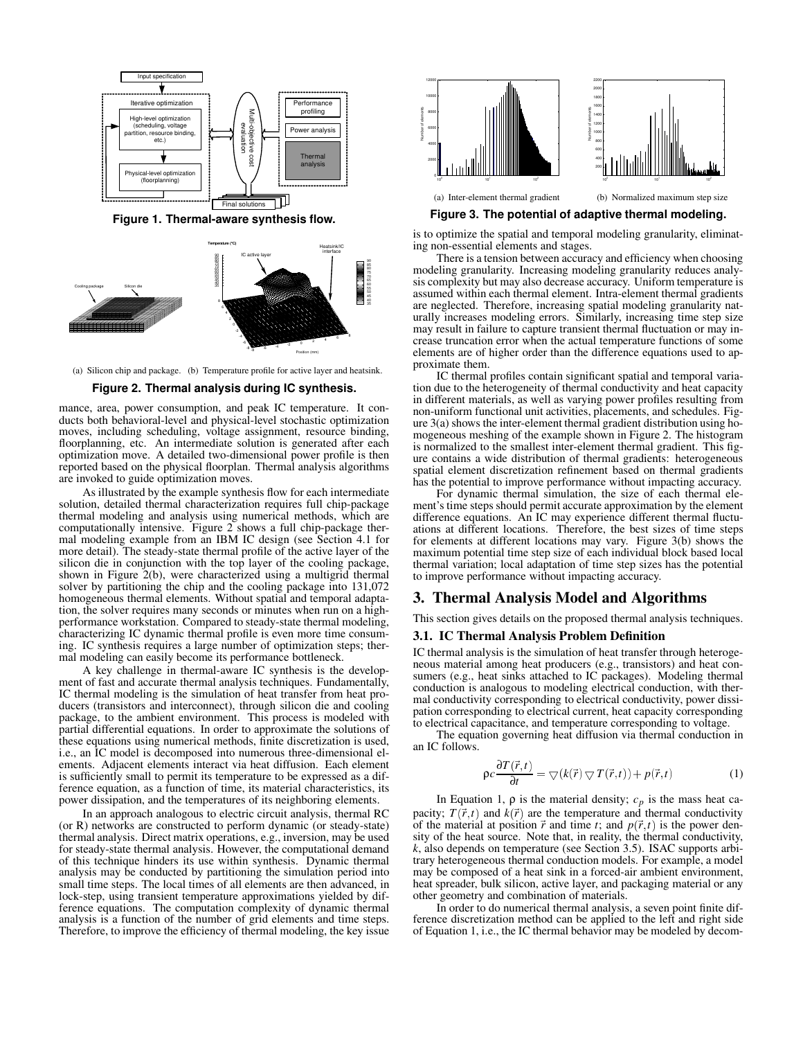Input specification

Iterative optimization

High-level optimization (scheduling, voltage partition, resource binding, etc.)

Physical-level optimization (floorplanning)

Multi-objective cost evaluation

Performance profiling

Power analysis

Thermal analysis

Final solutions

**Figure 1. Thermal-aware synthesis flow.**

Cooling package

Silicon die

Temperature (°C)

IC active layer

Heatsink/IC interface

Position (mm)

(a) Silicon chip and package. (b) Temperature profile for active layer and heatsink.

**Figure 2. Thermal analysis during IC synthesis.**

mance, area, power consumption, and peak IC temperature. It conducts both behavioral-level and physical-level stochastic optimization moves, including scheduling, voltage assignment, resource binding, floorplanning, etc. An intermediate solution is generated after each optimization move. A detailed two-dimensional power profile is then reported based on the physical floorplan. Thermal analysis algorithms are invoked to guide optimization moves.

As illustrated by the example synthesis flow for each intermediate solution, detailed thermal characterization requires full chip-package thermal modeling and analysis using numerical methods, which are computationally intensive. Figure 2 shows a full chip-package thermal modeling example from an IBM IC design (see Section 4.1 for more detail). The steady-state thermal profile of the active layer of the silicon die in conjunction with the top layer of the cooling package, shown in Figure 2(b), were characterized using a multigrid thermal solver by partitioning the chip and the cooling package into 131,072 homogeneous thermal elements. Without spatial and temporal adaptation, the solver requires many seconds or minutes when run on a high-performance workstation. Compared to steady-state thermal modeling, characterizing IC dynamic thermal profile is even more time consuming. IC synthesis requires a large number of optimization steps; thermal modeling can easily become its performance bottleneck.

A key challenge in thermal-aware IC synthesis is the development of fast and accurate thermal analysis techniques. Fundamentally, IC thermal modeling is the simulation of heat transfer from heat producers (transistors and interconnect), through silicon die and cooling package, to the ambient environment. This process is modeled with partial differential equations. In order to approximate the solutions of these equations using numerical methods, finite discretization is used, i.e., an IC model is decomposed into numerous three-dimensional elements. Adjacent elements interact via heat diffusion. Each element is sufficiently small to permit its temperature to be expressed as a difference equation, as a function of time, its material characteristics, its power dissipation, and the temperatures of its neighboring elements.

In an approach analogous to electric circuit analysis, thermal RC (or R) networks are constructed to perform dynamic (or steady-state) thermal analysis. Direct matrix operations, e.g., inversion, may be used for steady-state thermal analysis. However, the computational demand of this technique hinders its use within synthesis. Dynamic thermal analysis may be conducted by partitioning the simulation period into small time steps. The local times of all elements are then advanced, in lock-step, using transient temperature approximations yielded by difference equations. The computation complexity of dynamic thermal analysis is a function of the number of grid elements and time steps. Therefore, to improve the efficiency of thermal modeling, the key issue

Number of elements

(a) Inter-element thermal gradient (b) Normalized maximum step size

**Figure 3. The potential of adaptive thermal modeling.**

is to optimize the spatial and temporal modeling granularity, eliminating non-essential elements and stages.

There is a tension between accuracy and efficiency when choosing modeling granularity. Increasing modeling granularity reduces analysis complexity but may also decrease accuracy. Uniform temperature is assumed within each thermal element. Intra-element thermal gradients are neglected. Therefore, increasing spatial modeling granularity naturally increases modeling errors. Similarly, increasing time step size may result in failure to capture transient thermal fluctuation or may increase truncation error when the actual temperature functions of some elements are of higher order than the difference equations used to approximate them.

IC thermal profiles contain significant spatial and temporal variation due to the heterogeneity of thermal conductivity and heat capacity in different materials, as well as varying power profiles resulting from non-uniform functional unit activities, placements, and schedules. Figure 3(a) shows the inter-element thermal gradient distribution using homogeneous meshing of the example shown in Figure 2. The histogram is normalized to the smallest inter-element thermal gradient. This figure contains a wide distribution of thermal gradients: heterogeneous spatial element discretization refinement based on thermal gradients has the potential to improve performance without impacting accuracy.

For dynamic thermal simulation, the size of each thermal element's time steps should permit accurate approximation by the element difference equations. An IC may experience different thermal fluctuations at different locations. Therefore, the best sizes of time steps for elements at different locations may vary. Figure 3(b) shows the maximum potential time step size of each individual block based local thermal variation; local adaptation of time step sizes has the potential to improve performance without impacting accuracy.

# 3. Thermal Analysis Model and Algorithms

This section gives details on the proposed thermal analysis techniques.

## 3.1. IC Thermal Analysis Problem Definition

IC thermal analysis is the simulation of heat transfer through heterogeneous material among heat producers (e.g., transistors) and heat consumers (e.g., heat sinks attached to IC packages). Modeling thermal conduction is analogous to modeling electrical conduction, with thermal conductivity corresponding to electrical conductivity, power dissipation corresponding to electrical current, heat capacity corresponding to electrical capacitance, and temperature corresponding to voltage.

The equation governing heat diffusion via thermal conduction in an IC follows.

$$\rho c \frac{\partial T(\vec{r},t)}{\partial t} = \bigtriangledown(k(\vec{r}) \bigtriangledown T(\vec{r},t)) + p(\vec{r},t) \quad (1)$$

In Equation 1, $\rho$ is the material density; $c_p$ is the mass heat capacity; $T(\vec{r},t)$ and $k(\vec{r})$ are the temperature and thermal conductivity of the material at position $\vec{r}$ and time $t$; and $p(\vec{r},t)$ is the power density of the heat source. Note that, in reality, the thermal conductivity, $k$, also depends on temperature (see Section 3.5). ISAC supports arbitrary heterogeneous thermal conduction models. For example, a model may be composed of a heat sink in a forced-air ambient environment, heat spreader, bulk silicon, active layer, and packaging material or any other geometry and combination of materials.

In order to do numerical thermal analysis, a seven point finite difference discretization method can be applied to the left and right side of Equation 1, i.e., the IC thermal behavior may be modeled by decom-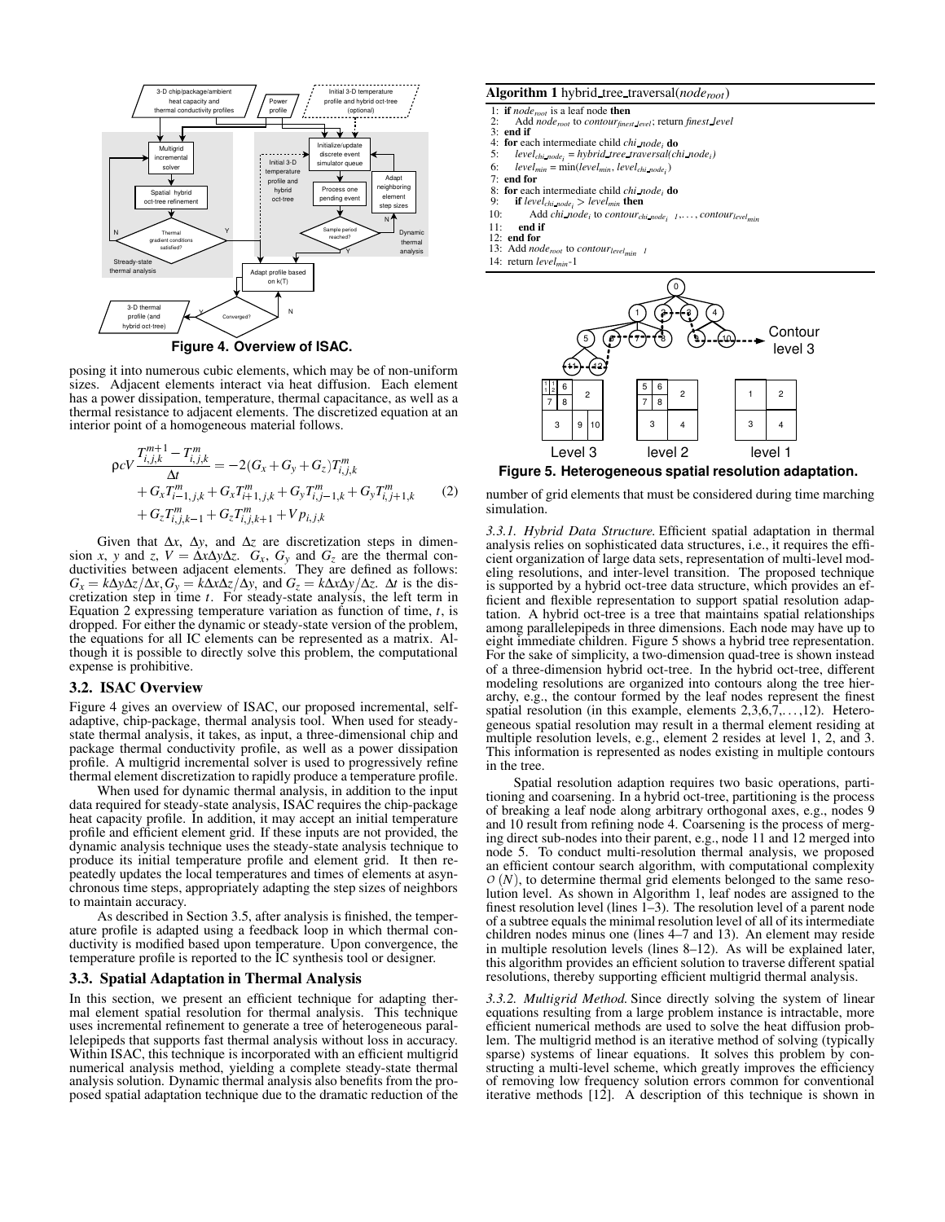**Figure 4. Overview of ISAC.**

posing it into numerous cubic elements, which may be of non-uniform sizes. Adjacent elements interact via heat diffusion. Each element has a power dissipation, temperature, thermal capacitance, as well as a thermal resistance to adjacent elements. The discretized equation at an interior point of a homogeneous material follows.

$$
\begin{aligned}
\rho c V \frac{T^{m+1}_{i,j,k} - T^{m}_{i,j,k}}{\Delta t} &= -2(G_x + G_y + G_z) T^{m}_{i,j,k} \\
&+ G_x T^{m}_{i-1,j,k} + G_x T^{m}_{i+1,j,k} + G_y T^{m}_{i,j-1,k} + G_y T^{m}_{i,j+1,k} \\
&+ G_z T^{m}_{i,j,k-1} + G_z T^{m}_{i,j,k+1} + V p_{i,j,k}
\end{aligned}
\tag{2}
$$

Given that $\Delta x$, $\Delta y$, and $\Delta z$ are discretization steps in dimension $x$, $y$ and $z$, $V = \Delta x \Delta y \Delta z$. $G_x$, $G_y$ and $G_z$ are the thermal conductivities between adjacent elements. They are defined as follows: $G_x = k\Delta y \Delta z/\Delta x, G_y = k\Delta x \Delta z/\Delta y$, and $G_z = k\Delta x \Delta y/\Delta z$. $\Delta t$ is the discretization step in time $t$. For steady-state analysis, the left term in Equation 2 expressing temperature variation as function of time, $t$, is dropped. For either the dynamic or steady-state version of the problem, the equations for all IC elements can be represented as a matrix. Although it is possible to directly solve this problem, the computational expense is prohibitive.

### 3.2. ISAC Overview

Figure 4 gives an overview of ISAC, our proposed incremental, self-adaptive, chip-package, thermal analysis tool. When used for steady-state thermal analysis, it takes, as input, a three-dimensional chip and package thermal conductivity profile, as well as a power dissipation profile. A multigrid incremental solver is used to progressively refine thermal element discretization to rapidly produce a temperature profile.

When used for dynamic thermal analysis, in addition to the input data required for steady-state analysis, ISAC requires the chip-package heat capacity profile. In addition, it may accept an initial temperature profile and efficient element grid. If these inputs are not provided, the dynamic analysis technique uses the steady-state analysis technique to produce its initial temperature profile and element grid. It then repeatedly updates the local temperatures and times of elements at asynchronous time steps, appropriately adapting the step sizes of neighbors to maintain accuracy.

As described in Section 3.5, after analysis is finished, the temperature profile is adapted using a feedback loop in which thermal conductivity is modified based upon temperature. Upon convergence, the temperature profile is reported to the IC synthesis tool or designer.

### 3.3. Spatial Adaptation in Thermal Analysis

In this section, we present an efficient technique for adapting thermal element spatial resolution for thermal analysis. This technique uses incremental refinement to generate a tree of heterogeneous parallelepipeds that supports fast thermal analysis without loss in accuracy. Within ISAC, this technique is incorporated with an efficient multigrid numerical analysis method, yielding a complete steady-state thermal analysis solution. Dynamic thermal analysis also benefits from the proposed spatial adaptation technique due to the dramatic reduction of the number of grid elements that must be considered during time marching simulation.

**Algorithm 1** hybrid_tree_traversal($node_{root}$)

```
1:  if node_root is a leaf node then
2:      Add node_root to contour_finest_level; return finest_level
3:  end if
4:  for each intermediate child chi_node_i do
5:      level_chi_node_i = hybrid_tree_traversal(chi_node_i)
6:      level_min = min(level_min, level_chi_node_i)
7:  end for
8:  for each intermediate child chi_node_i do
9:      if level_chi_node_i > level_min then
10:         Add chi_node_i to contour_(level_chi_node_i - 1), ..., contour_level_min
11:     end if
12: end for
13: Add node_root to contour_(level_min - 1)
14: return level_min-1
```

**Figure 5. Heterogeneous spatial resolution adaptation.**

*3.3.1. Hybrid Data Structure.* Efficient spatial adaptation in thermal analysis relies on sophisticated data structures, i.e., it requires the efficient organization of large data sets, representation of multi-level modeling resolutions, and inter-level transition. The proposed technique is supported by a hybrid oct-tree data structure, which provides an efficient and flexible representation to support spatial resolution adaptation. A hybrid oct-tree is a tree that maintains spatial relationships among parallelepipeds in three dimensions. Each node may have up to eight immediate children. Figure 5 shows a hybrid tree representation. For the sake of simplicity, a two-dimension quad-tree is shown instead of a three-dimension hybrid oct-tree. In the hybrid oct-tree, different modeling resolutions are organized into contours along the tree hierarchy, e.g., the contour formed by the leaf nodes represent the finest spatial resolution (in this example, elements 2,3,6,7,...,12). Heterogeneous spatial resolution may result in a thermal element residing at multiple resolution levels, e.g., element 2 resides at level 1, 2, and 3. This information is represented as nodes existing in multiple contours in the tree.

Spatial resolution adaption requires two basic operations, partitioning and coarsening. In a hybrid oct-tree, partitioning is the process of breaking a leaf node along arbitrary orthogonal axes, e.g., nodes 9 and 10 result from refining node 4. Coarsening is the process of merging direct sub-nodes into their parent, e.g., node 11 and 12 merged into node 5. To conduct multi-resolution thermal analysis, we proposed an efficient contour search algorithm, with computational complexity $O(N)$, to determine thermal grid elements belonged to the same resolution level. As shown in Algorithm 1, leaf nodes are assigned to the finest resolution level (lines 1–3). The resolution level of a parent node of a subtree equals the minimal resolution level of all of its intermediate children nodes minus one (lines 4–7 and 13). An element may reside in multiple resolution levels (lines 8–12). As will be explained later, this algorithm provides an efficient solution to traverse different spatial resolutions, thereby supporting efficient multigrid thermal analysis.

*3.3.2. Multigrid Method.* Since directly solving the system of linear equations resulting from a large problem instance is intractable, more efficient numerical methods are used to solve the heat diffusion problem. The multigrid method is an iterative method of solving (typically sparse) systems of linear equations. It solves this problem by constructing a multi-level scheme, which greatly improves the efficiency of removing low frequency solution errors common for conventional iterative methods [12]. A description of this technique is shown in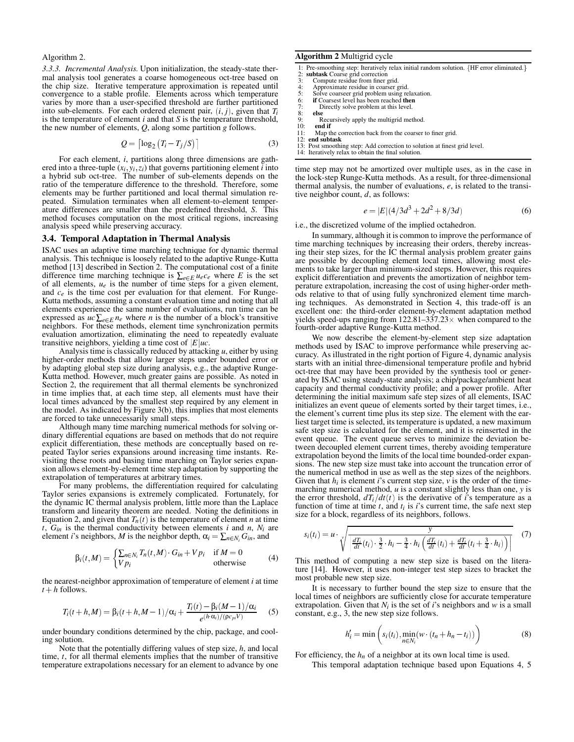Algorithm 2.

*3.3.3. Incremental Analysis.* Upon initialization, the steady-state thermal analysis tool generates a coarse homogeneous oct-tree based on the chip size. Iterative temperature approximation is repeated until convergence to a stable profile. Elements across which temperature varies by more than a user-specified threshold are further partitioned into sub-elements. For each ordered element pair, $(i, j)$, given that $T_i$ is the temperature of element $i$ and that $S$ is the temperature threshold, the new number of elements, $Q$, along some partition $g$ follows.

$$Q = \lceil \log_2 (T_i - T_j/S) \rceil \tag{3}$$

For each element, $i$, partitions along three dimensions are gathered into a three-tuple $(x_i, y_i, z_i)$ that governs partitioning element $i$ into a hybrid sub oct-tree. The number of sub-elements depends on the ratio of the temperature difference to the threshold. Therefore, some elements may be further partitioned and local thermal simulation repeated. Simulation terminates when all element-to-element temperature differences are smaller than the predefined threshold, $S$. This method focuses computation on the most critical regions, increasing analysis speed while preserving accuracy.

**Algorithm 2** Multigrid cycle

```
1:  Pre-smoothing step: Iteratively relax initial random solution. {HF error eliminated.}
2:  subtask Coarse grid correction
3:      Compute residue from finer grid.
4:      Approximate residue in coarser grid.
5:      Solve coarseer grid problem using relaxation.
6:      if Coarsest level has been reached then
7:          Directly solve problem at this level.
8:      else
9:          Recursively apply the multigrid method.
10:     end if
11:     Map the correction back from the coarser to finer grid.
12: end subtask
13: Post smoothing step: Add correction to solution at finest grid level.
14: Iteratively relax to obtain the final solution.
```

### 3.4. Temporal Adaptation in Thermal Analysis

ISAC uses an adaptive time marching technique for dynamic thermal analysis. This technique is loosely related to the adaptive Runge-Kutta method [13] described in Section 2. The computational cost of a finite difference time marching technique is $\sum_{e \in E} u_e c_e$ where $E$ is the set of all elements, $u_e$ is the number of time steps for a given element, and $c_e$ is the time cost per evaluation for that element. For Runge-Kutta methods, assuming a constant evaluation time and noting that all elements experience the same number of evaluations, run time can be expressed as $uc \sum_{e \in E} n_e$ where $n$ is the number of a block's transitive neighbors. For these methods, element time synchronization permits evaluation amortization, eliminating the need to repeatedly evaluate transitive neighbors, yielding a time cost of $|E|uc$.

Analysis time is classically reduced by attacking $u$, either by using higher-order methods that allow larger steps under bounded error or by adapting global step size during analysis, e.g., the adaptive Runge-Kutta method. However, much greater gains are possible. As noted in Section 2, the requirement that all thermal elements be synchronized in time implies that, at each time step, all elements must have their local times advanced by the smallest step required by any element in the model. As indicated by Figure 3(b), this implies that most elements are forced to take unnecessarily small steps.

Although many time marching numerical methods for solving ordinary differential equations are based on methods that do not require explicit differentiation, these methods are conceptually based on repeated Taylor series expansions around increasing time instants. Revisiting these roots and basing time marching on Taylor series expansion allows element-by-element time step adaptation by supporting the extrapolation of temperatures at arbitrary times.

For many problems, the differentiation required for calculating Taylor series expansions is extremely complicated. Fortunately, for the dynamic IC thermal analysis problem, little more than the Laplace transform and linearity theorem are needed. Noting the definitions in Equation 2, and given that $T_n(t)$ is the temperature of element $n$ at time $t$, $G_{in}$ is the thermal conductivity between elements $i$ and $n$, $N_i$ are element $i$'s neighbors, $M$ is the neighbor depth, $\alpha_i = \sum_{n \in N_i} G_{in}$, and

$$\beta_i(t, M) = \begin{cases} \sum_{n \in N_i} T_n(t, M) \cdot G_{in} + V p_i & \text{if } M = 0 \\ V p_i & \text{otherwise} \end{cases} \tag{4}$$

the nearest-neighbor approximation of temperature of element $i$ at time $t + h$ follows.

$$T_i(t + h, M) = \beta_i(t + h, M - 1)/\alpha_i + \frac{T_i(t) - \beta_i(M - 1)/\alpha_i}{e^{(h \cdot \alpha_i)/(\rho c_{pi} V)}} \tag{5}$$

under boundary conditions determined by the chip, package, and cooling solution.

Note that the potentially differing values of step size, $h$, and local time, $t$, for all thermal elements implies that the number of transitive temperature extrapolations necessary for an element to advance by one time step may not be amortized over multiple uses, as in the case in the lock-step Runge-Kutta methods. As a result, for three-dimensional thermal analysis, the number of evaluations, $e$, is related to the transitive neighbor count, $d$, as follows:

$$e = |E|(4/3d^3 + 2d^2 + 8/3d) \tag{6}$$

i.e., the discretized volume of the implied octahedron.

In summary, although it is common to improve the performance of time marching techniques by increasing their orders, thereby increasing their step sizes, for the IC thermal analysis problem greater gains are possible by decoupling element local times, allowing most elements to take larger than minimum-sized steps. However, this requires explicit differentiation and prevents the amortization of neighbor temperature extrapolation, increasing the cost of using higher-order methods relative to that of using fully synchronized element time marching techniques. As demonstrated in Section 4, this trade-off is an excellent one: the third-order element-by-element adaptation method yields speed-ups ranging from 122.81–337.23× when compared to the fourth-order adaptive Runge-Kutta method.

We now describe the element-by-element step size adaptation methods used by ISAC to improve performance while preserving accuracy. As illustrated in the right portion of Figure 4, dynamic analysis starts with an initial three-dimensional temperature profile and hybrid oct-tree that may have been provided by the synthesis tool or generated by ISAC using steady-state analysis; a chip/package/ambient heat capacity and thermal conductivity profile; and a power profile. After determining the initial maximum safe step sizes of all elements, ISAC initializes an event queue of elements sorted by their target times, i.e., the element's current time plus its step size. The element with the earliest target time is selected, its temperature is updated, a new maximum safe step size is calculated for the element, and it is reinserted in the event queue. The event queue serves to minimize the deviation between decoupled element current times, thereby avoiding temperature extrapolation beyond the limits of the local time bounded-order expansions. The new step size must take into account the truncation error of the numerical method in use as well as the step sizes of the neighbors. Given that $h_i$ is element $i$'s current step size, $v$ is the order of the time-marching numerical method, $u$ is a constant slightly less than one, $y$ is the error threshold, $dT_i/dt(t)$ is the derivative of $i$'s temperature as a function of time at time $t$, and $t_i$ is $i$'s current time, the safe next step size for a block, regardless of its neighbors, follows.

$$s_i(t_i) = u \cdot \sqrt[v]{\frac{y}{\left| \frac{dT_i}{dt}(t_i) \cdot \frac{3}{2} \cdot h_i - \frac{3}{4} \cdot h_i \left( \frac{dT_i}{dt}(t_i) + \frac{dT_i}{dt}(t_i + \frac{3}{4} \cdot h_i) \right) \right|}} \tag{7}$$

This method of computing a new step size is based on the literature [14]. However, it uses non-integer test step sizes to bracket the most probable new step size.

It is necessary to further bound the step size to ensure that the local times of neighbors are sufficiently close for accurate temperature extrapolation. Given that $N_i$ is the set of $i$'s neighbors and $w$ is a small constant, e.g., 3, the new step size follows.

$$h'_i = \min \left( s_i(t_i), \min_{n \in N_i} (w \cdot (t_n + h_n - t_i)) \right) \tag{8}$$

For efficiency, the $h_n$ of a neighbor at its own local time is used.

This temporal adaptation technique based upon Equations 4, 5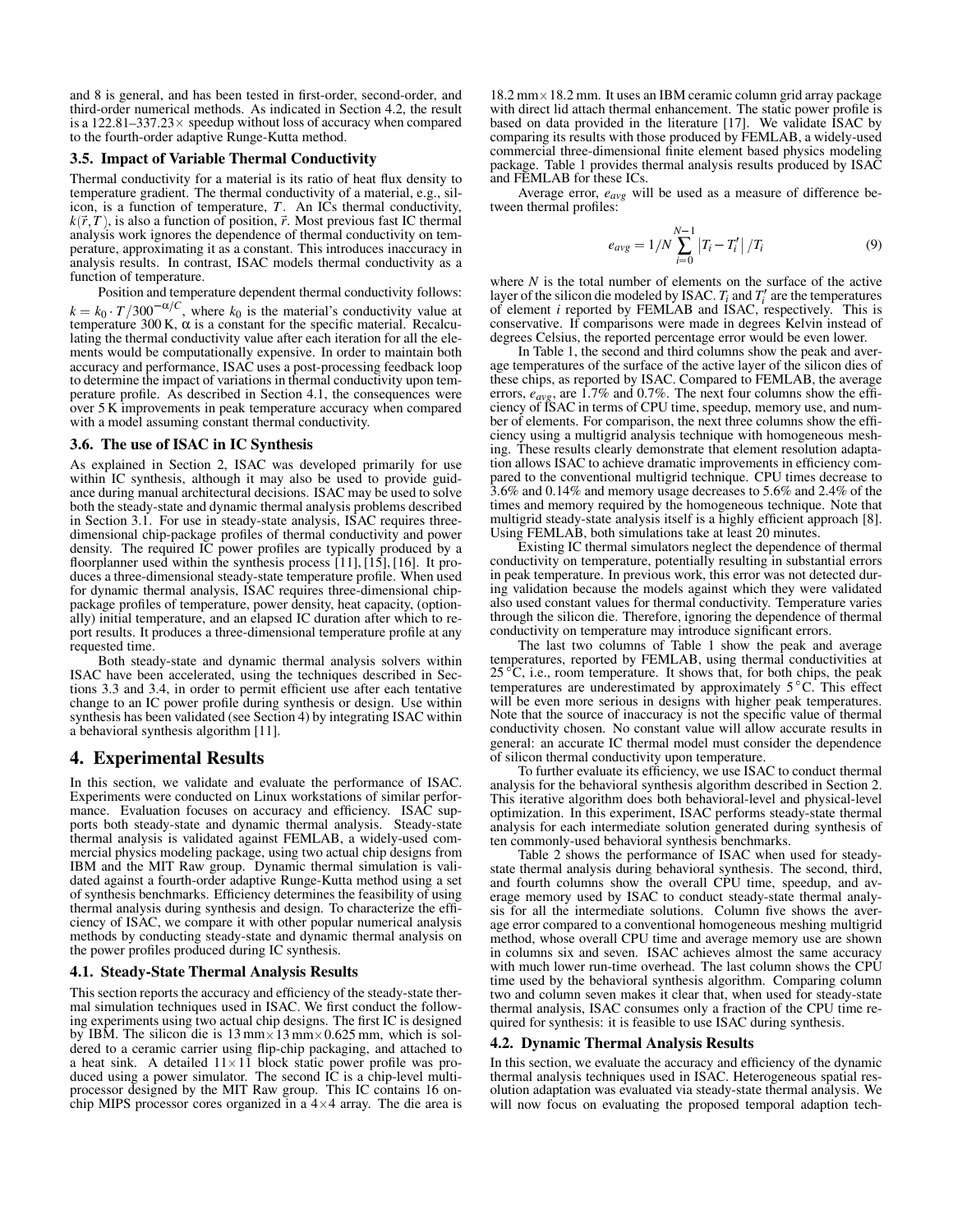and 8 is general, and has been tested in first-order, second-order, and third-order numerical methods. As indicated in Section 4.2, the result is a 122.81–337.23× speedup without loss of accuracy when compared to the fourth-order adaptive Runge-Kutta method.

### 3.5. Impact of Variable Thermal Conductivity

Thermal conductivity for a material is its ratio of heat flux density to temperature gradient. The thermal conductivity of a material, e.g., silicon, is a function of temperature, $T$. An ICs thermal conductivity, $k(\vec{r},T)$, is also a function of position, $\vec{r}$. Most previous fast IC thermal analysis work ignores the dependence of thermal conductivity on temperature, approximating it as a constant. This introduces inaccuracy in analysis results. In contrast, ISAC models thermal conductivity as a function of temperature.

Position and temperature dependent thermal conductivity follows: $k = k_0 \cdot T/300^{-\alpha/C}$, where $k_0$ is the material's conductivity value at temperature 300 K, $\alpha$ is a constant for the specific material. Recalculating the thermal conductivity value after each iteration for all the elements would be computationally expensive. In order to maintain both accuracy and performance, ISAC uses a post-processing feedback loop to determine the impact of variations in thermal conductivity upon temperature profile. As described in Section 4.1, the consequences were over 5 K improvements in peak temperature accuracy when compared with a model assuming constant thermal conductivity.

### 3.6. The use of ISAC in IC Synthesis

As explained in Section 2, ISAC was developed primarily for use within IC synthesis, although it may also be used to provide guidance during manual architectural decisions. ISAC may be used to solve both the steady-state and dynamic thermal analysis problems described in Section 3.1. For use in steady-state analysis, ISAC requires three-dimensional chip-package profiles of thermal conductivity and power density. The required IC power profiles are typically produced by a floorplanner used within the synthesis process [11], [15], [16]. It produces a three-dimensional steady-state temperature profile. When used for dynamic thermal analysis, ISAC requires three-dimensional chip-package profiles of temperature, power density, heat capacity, (optionally) initial temperature, and an elapsed IC duration after which to report results. It produces a three-dimensional temperature profile at any requested time.

Both steady-state and dynamic thermal analysis solvers within ISAC have been accelerated, using the techniques described in Sections 3.3 and 3.4, in order to permit efficient use after each tentative change to an IC power profile during synthesis or design. Use within synthesis has been validated (see Section 4) by integrating ISAC within a behavioral synthesis algorithm [11].

## 4. Experimental Results

In this section, we validate and evaluate the performance of ISAC. Experiments were conducted on Linux workstations of similar performance. Evaluation focuses on accuracy and efficiency. ISAC supports both steady-state and dynamic thermal analysis. Steady-state thermal analysis is validated against FEMLAB, a widely-used commercial physics modeling package, using two actual chip designs from IBM and the MIT Raw group. Dynamic thermal simulation is validated against a fourth-order adaptive Runge-Kutta method using a set of synthesis benchmarks. Efficiency determines the feasibility of using thermal analysis during synthesis and design. To characterize the efficiency of ISAC, we compare it with other popular numerical analysis methods by conducting steady-state and dynamic thermal analysis on the power profiles produced during IC synthesis.

### 4.1. Steady-State Thermal Analysis Results

This section reports the accuracy and efficiency of the steady-state thermal simulation techniques used in ISAC. We first conduct the following experiments using two actual chip designs. The first IC is designed by IBM. The silicon die is 13 mm×13 mm×0.625 mm, which is soldered to a ceramic carrier using flip-chip packaging, and attached to a heat sink. A detailed 11×11 block static power profile was produced using a power simulator. The second IC is a chip-level multiprocessor designed by the MIT Raw group. This IC contains 16 on-chip MIPS processor cores organized in a 4×4 array. The die area is 18.2 mm×18.2 mm. It uses an IBM ceramic column grid array package with direct lid attach thermal enhancement. The static power profile is based on data provided in the literature [17]. We validate ISAC by comparing its results with those produced by FEMLAB, a widely-used commercial three-dimensional finite element based physics modeling package. Table 1 provides thermal analysis results produced by ISAC and FEMLAB for these ICs.

Average error, $e_{avg}$ will be used as a measure of difference between thermal profiles:

$$e_{avg} = 1/N \sum_{i=0}^{N-1} \left| T_i - T_i' \right| / T_i \tag{9}$$

where $N$ is the total number of elements on the surface of the active layer of the silicon die modeled by ISAC. $T_i$ and $T_i'$ are the temperatures of element $i$ reported by FEMLAB and ISAC, respectively. This is conservative. If comparisons were made in degrees Kelvin instead of degrees Celsius, the reported percentage error would be even lower.

In Table 1, the second and third columns show the peak and average temperatures of the surface of the active layer of the silicon dies of these chips, as reported by ISAC. Compared to FEMLAB, the average errors, $e_{avg}$, are 1.7% and 0.7%. The next four columns show the efficiency of ISAC in terms of CPU time, speedup, memory use, and number of elements. For comparison, the next three columns show the efficiency using a multigrid analysis technique with homogeneous meshing. These results clearly demonstrate that element resolution adaptation allows ISAC to achieve dramatic improvements in efficiency compared to the conventional multigrid technique. CPU times decrease to 3.6% and 0.14% and memory usage decreases to 5.6% and 2.4% of the times and memory required by the homogeneous technique. Note that multigrid steady-state analysis itself is a highly efficient approach [8]. Using FEMLAB, both simulations take at least 20 minutes.

Existing IC thermal simulators neglect the dependence of thermal conductivity on temperature, potentially resulting in substantial errors in peak temperature. In previous work, this error was not detected during validation because the models against which they were validated also used constant values for thermal conductivity. Temperature varies through the silicon die. Therefore, ignoring the dependence of thermal conductivity on temperature may introduce significant errors.

The last two columns of Table 1 show the peak and average temperatures, reported by FEMLAB, using thermal conductivities at 25 °C, i.e., room temperature. It shows that, for both chips, the peak temperatures are underestimated by approximately 5 °C. This effect will be even more serious in designs with higher peak temperatures. Note that the source of inaccuracy is not the specific value of thermal conductivity chosen. No constant value will allow accurate results in general: an accurate IC thermal model must consider the dependence of silicon thermal conductivity upon temperature.

To further evaluate its efficiency, we use ISAC to conduct thermal analysis for the behavioral synthesis algorithm described in Section 2. This iterative algorithm does both behavioral-level and physical-level optimization. In this experiment, ISAC performs steady-state thermal analysis for each intermediate solution generated during synthesis of ten commonly-used behavioral synthesis benchmarks.

Table 2 shows the performance of ISAC when used for steady-state thermal analysis during behavioral synthesis. The second, third, and fourth columns show the overall CPU time, speedup, and average memory used by ISAC to conduct steady-state thermal analysis for all the intermediate solutions. Column five shows the average error compared to a conventional homogeneous meshing multigrid method, whose overall CPU time and average memory use are shown in columns six and seven. ISAC achieves almost the same accuracy with much lower run-time overhead. The last column shows the CPU time used by the behavioral synthesis algorithm. Comparing column two and column seven makes it clear that, when used for steady-state thermal analysis, ISAC consumes only a fraction of the CPU time required for synthesis: it is feasible to use ISAC during synthesis.

### 4.2. Dynamic Thermal Analysis Results

In this section, we evaluate the accuracy and efficiency of the dynamic thermal analysis techniques used in ISAC. Heterogeneous spatial resolution adaptation was evaluated via steady-state thermal analysis. We will now focus on evaluating the proposed temporal adaption tech-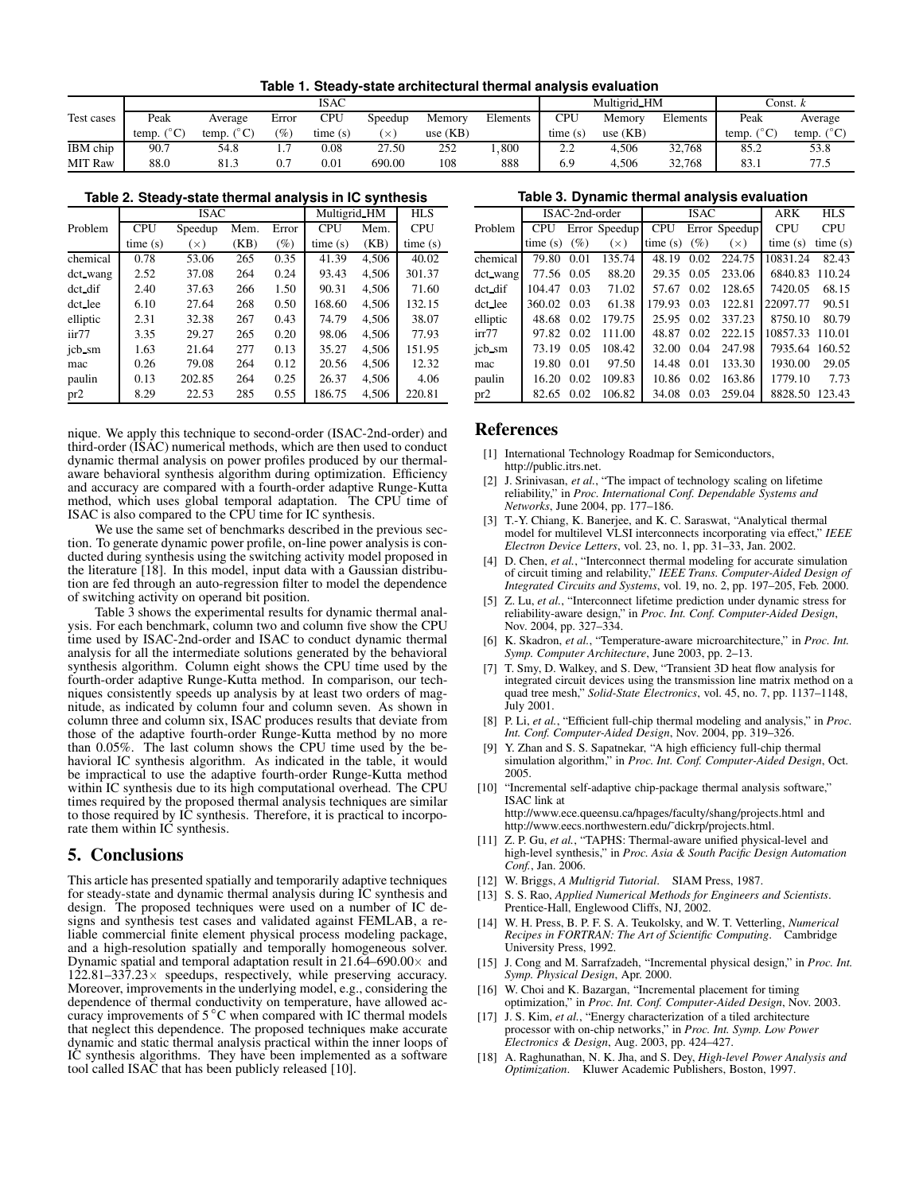**Table 1. Steady-state architectural thermal analysis evaluation**

| Test cases | ISAC | | | | | | | Multigrid_HM | | | Const. $k$ | |
|---|---|---|---|---|---|---|---|---|---|---|---|---|
| | Peak temp. (°C) | Average temp. (°C) | Error (%) | CPU time (s) | Speedup (×) | Memory use (KB) | Elements | CPU time (s) | Memory use (KB) | Elements | Peak temp. (°C) | Average temp. (°C) |
| IBM chip | 90.7 | 54.8 | 1.7 | 0.08 | 27.50 | 252 | 1,800 | 2.2 | 4,506 | 32,768 | 85.2 | 53.8 |
| MIT Raw | 88.0 | 81.3 | 0.7 | 0.01 | 690.00 | 108 | 888 | 6.9 | 4,506 | 32,768 | 83.1 | 77.5 |

**Table 2. Steady-state thermal analysis in IC synthesis**

| Problem | ISAC | | | | Multigrid_HM | | HLS |
|---|---|---|---|---|---|---|---|
| | CPU time (s) | Speedup (×) | Mem. (KB) | Error (%) | CPU time (s) | Mem. (KB) | CPU time (s) |
| chemical | 0.78 | 53.06 | 265 | 0.35 | 41.39 | 4,506 | 40.02 |
| dct_wang | 2.52 | 37.08 | 264 | 0.24 | 93.43 | 4,506 | 301.37 |
| dct_dif | 2.40 | 37.63 | 266 | 1.50 | 90.31 | 4,506 | 71.60 |
| dct_lee | 6.10 | 27.64 | 268 | 0.50 | 168.60 | 4,506 | 132.15 |
| elliptic | 2.31 | 32.38 | 267 | 0.43 | 74.79 | 4,506 | 38.07 |
| iir77 | 3.35 | 29.27 | 265 | 0.20 | 98.06 | 4,506 | 77.93 |
| jcb_sm | 1.63 | 21.64 | 277 | 0.13 | 35.27 | 4,506 | 151.95 |
| mac | 0.26 | 79.08 | 264 | 0.12 | 20.56 | 4,506 | 12.32 |
| paulin | 0.13 | 202.85 | 264 | 0.25 | 26.37 | 4,506 | 4.06 |
| pr2 | 8.29 | 22.53 | 285 | 0.55 | 186.75 | 4,506 | 220.81 |

**Table 3. Dynamic thermal analysis evaluation**

| Problem | ISAC-2nd-order | | | ISAC | | | ARK | HLS |
|---|---|---|---|---|---|---|---|---|
| | CPU time (s) | Error (%) | Speedup (×) | CPU time (s) | Error (%) | Speedup (×) | CPU time (s) | CPU time (s) |
| chemical | 79.80 | 0.01 | 135.74 | 48.19 | 0.02 | 224.75 | 10831.24 | 82.43 |
| dct_wang | 77.56 | 0.05 | 88.20 | 29.35 | 0.05 | 233.06 | 6840.83 | 110.24 |
| dct_dif | 104.47 | 0.03 | 71.02 | 57.67 | 0.02 | 128.65 | 7420.05 | 68.15 |
| dct_lee | 360.02 | 0.03 | 61.38 | 179.93 | 0.03 | 122.81 | 22097.77 | 90.51 |
| elliptic | 48.68 | 0.02 | 179.75 | 25.95 | 0.02 | 337.23 | 8750.10 | 80.79 |
| irr77 | 97.82 | 0.02 | 111.00 | 48.87 | 0.02 | 222.15 | 10857.33 | 110.01 |
| jcb_sm | 73.19 | 0.05 | 108.42 | 32.00 | 0.04 | 247.98 | 7935.64 | 160.52 |
| mac | 19.80 | 0.01 | 97.50 | 14.48 | 0.01 | 133.30 | 1930.00 | 29.05 |
| paulin | 16.20 | 0.02 | 109.83 | 10.86 | 0.02 | 163.86 | 1779.10 | 7.73 |
| pr2 | 82.65 | 0.02 | 106.82 | 34.08 | 0.03 | 259.04 | 8828.50 | 123.43 |

nique. We apply this technique to second-order (ISAC-2nd-order) and third-order (ISAC) numerical methods, which are then used to conduct dynamic thermal analysis on power profiles produced by our thermal-aware behavioral synthesis algorithm during optimization. Efficiency and accuracy are compared with a fourth-order adaptive Runge-Kutta method, which uses global temporal adaptation. The CPU time of ISAC is also compared to the CPU time for IC synthesis.

We use the same set of benchmarks described in the previous section. To generate dynamic power profile, on-line power analysis is conducted during synthesis using the switching activity model proposed in the literature [18]. In this model, input data with a Gaussian distribution are fed through an auto-regression filter to model the dependence of switching activity on operand bit position.

Table 3 shows the experimental results for dynamic thermal analysis. For each benchmark, column two and column five show the CPU time used by ISAC-2nd-order and ISAC to conduct dynamic thermal analysis for all the intermediate solutions generated by the behavioral synthesis algorithm. Column eight shows the CPU time used by the fourth-order adaptive Runge-Kutta method. In comparison, our techniques consistently speeds up analysis by at least two orders of magnitude, as indicated by column four and column seven. As shown in column three and column six, ISAC produces results that deviate from those of the adaptive fourth-order Runge-Kutta method by no more than 0.05%. The last column shows the CPU time used by the behavioral IC synthesis algorithm. As indicated in the table, it would be impractical to use the adaptive fourth-order Runge-Kutta method within IC synthesis due to its high computational overhead. The CPU times required by the proposed thermal analysis techniques are similar to those required by IC synthesis. Therefore, it is practical to incorporate them within IC synthesis.

## 5. Conclusions

This article has presented spatially and temporarily adaptive techniques for steady-state and dynamic thermal analysis during IC synthesis and design. The proposed techniques were used on a number of IC designs and synthesis test cases and validated against FEMLAB, a reliable commercial finite element physical process modeling package, and a high-resolution spatially and temporally homogeneous solver. Dynamic spatial and temporal adaptation result in 21.64–690.00× and 122.81–337.23× speedups, respectively, while preserving accuracy. Moreover, improvements in the underlying model, e.g., considering the dependence of thermal conductivity on temperature, have allowed accuracy improvements of 5 °C when compared with IC thermal models that neglect this dependence. The proposed techniques make accurate dynamic and static thermal analysis practical within the inner loops of IC synthesis algorithms. They have been implemented as a software tool called ISAC that has been publicly released [10].

## References

[1] International Technology Roadmap for Semiconductors, http://public.itrs.net.

[2] J. Srinivasan, *et al.*, "The impact of technology scaling on lifetime reliability," in *Proc. International Conf. Dependable Systems and Networks*, June 2004, pp. 177–186.

[3] T.-Y. Chiang, K. Banerjee, and K. C. Saraswat, "Analytical thermal model for multilevel VLSI interconnects incorporating via effect," *IEEE Electron Device Letters*, vol. 23, no. 1, pp. 31–33, Jan. 2002.

[4] D. Chen, *et al.*, "Interconnect thermal modeling for accurate simulation of circuit timing and reliability," *IEEE Trans. Computer-Aided Design of Integrated Circuits and Systems*, vol. 19, no. 2, pp. 197–205, Feb. 2000.

[5] Z. Lu, *et al.*, "Interconnect lifetime prediction under dynamic stress for reliability-aware design," in *Proc. Int. Conf. Computer-Aided Design*, Nov. 2004, pp. 327–334.

[6] K. Skadron, *et al.*, "Temperature-aware microarchitecture," in *Proc. Int. Symp. Computer Architecture*, June 2003, pp. 2–13.

[7] T. Smy, D. Walkey, and S. Dew, "Transient 3D heat flow analysis for integrated circuit devices using the transmission line matrix method on a quad tree mesh," *Solid-State Electronics*, vol. 45, no. 7, pp. 1137–1148, July 2001.

[8] P. Li, *et al.*, "Efficient full-chip thermal modeling and analysis," in *Proc. Int. Conf. Computer-Aided Design*, Nov. 2004, pp. 319–326.

[9] Y. Zhan and S. S. Sapatnekar, "A high efficiency full-chip thermal simulation algorithm," in *Proc. Int. Conf. Computer-Aided Design*, Oct. 2005.

[10] "Incremental self-adaptive chip-package thermal analysis software," ISAC link at http://www.ece.queensu.ca/hpages/faculty/shang/projects.html and http://www.eecs.northwestern.edu/~dickrp/projects.html.

[11] Z. P. Gu, *et al.*, "TAPHS: Thermal-aware unified physical-level and high-level synthesis," in *Proc. Asia & South Pacific Design Automation Conf.*, Jan. 2006.

[12] W. Briggs, *A Multigrid Tutorial*. SIAM Press, 1987.

[13] S. S. Rao, *Applied Numerical Methods for Engineers and Scientists*. Prentice-Hall, Englewood Cliffs, NJ, 2002.

[14] W. H. Press, B. P. F. S. A. Teukolsky, and W. T. Vetterling, *Numerical Recipes in FORTRAN: The Art of Scientific Computing*. Cambridge University Press, 1992.

[15] J. Cong and M. Sarrafzadeh, "Incremental physical design," in *Proc. Int. Symp. Physical Design*, Apr. 2000.

[16] W. Choi and K. Bazargan, "Incremental placement for timing optimization," in *Proc. Int. Conf. Computer-Aided Design*, Nov. 2003.

[17] J. S. Kim, *et al.*, "Energy characterization of a tiled architecture processor with on-chip networks," in *Proc. Int. Symp. Low Power Electronics & Design*, Aug. 2003, pp. 424–427.

[18] A. Raghunathan, N. K. Jha, and S. Dey, *High-level Power Analysis and Optimization*. Kluwer Academic Publishers, Boston, 1997.